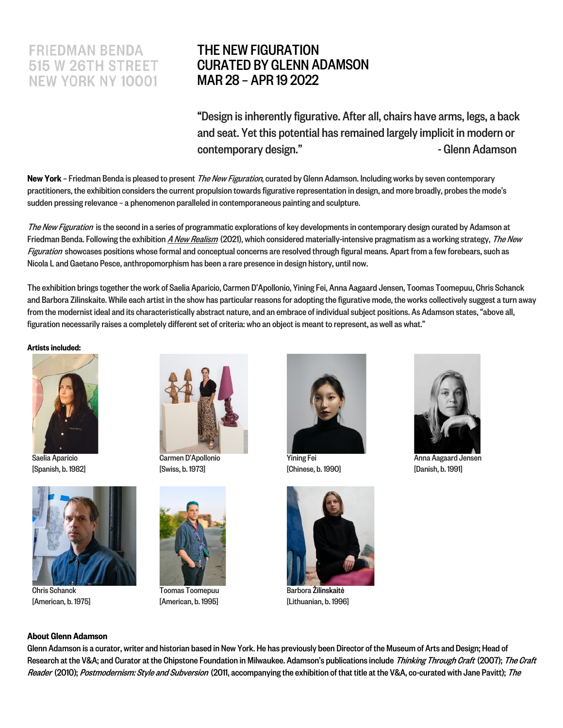FRIEDMAN BENDA
515 W 26TH STREET
NEW YORK NY 10001

# THE NEW FIGURATION
# CURATED BY GLENN ADAMSON
# MAR 28 – APR 19 2022

"Design is inherently figurative. After all, chairs have arms, legs, a back and seat. Yet this potential has remained largely implicit in modern or contemporary design." - Glenn Adamson

**New York** – Friedman Benda is pleased to present *The New Figuration*, curated by Glenn Adamson. Including works by seven contemporary practitioners, the exhibition considers the current propulsion towards figurative representation in design, and more broadly, probes the mode's sudden pressing relevance – a phenomenon paralleled in contemporaneous painting and sculpture.

*The New Figuration* is the second in a series of programmatic explorations of key developments in contemporary design curated by Adamson at Friedman Benda. Following the exhibition *A New Realism* (2021), which considered materially-intensive pragmatism as a working strategy, *The New Figuration* showcases positions whose formal and conceptual concerns are resolved through figural means. Apart from a few forebears, such as Nicola L and Gaetano Pesce, anthropomorphism has been a rare presence in design history, until now.

The exhibition brings together the work of Saelia Aparicio, Carmen D'Apollonio, Yining Fei, Anna Aagaard Jensen, Toomas Toomepuu, Chris Schanck and Barbora Zilinskaite. While each artist in the show has particular reasons for adopting the figurative mode, the works collectively suggest a turn away from the modernist ideal and its characteristically abstract nature, and an embrace of individual subject positions. As Adamson states, "above all, figuration necessarily raises a completely different set of criteria: who an object is meant to represent, as well as what."

**Artists included:**

Saelia Aparicio
[Spanish, b. 1982]

Carmen D'Apollonio
[Swiss, b. 1973]

Yining Fei
[Chinese, b. 1990]

Anna Aagaard Jensen
[Danish, b. 1991]

Chris Schanck
[American, b. 1975]

Toomas Toomepuu
[American, b. 1995]

Barbora Žilinskaitė
[Lithuanian, b. 1996]

**About Glenn Adamson**

Glenn Adamson is a curator, writer and historian based in New York. He has previously been Director of the Museum of Arts and Design; Head of Research at the V&A; and Curator at the Chipstone Foundation in Milwaukee. Adamson's publications include *Thinking Through Craft* (2007); *The Craft Reader* (2010); *Postmodernism: Style and Subversion* (2011, accompanying the exhibition of that title at the V&A, co-curated with Jane Pavitt); *The*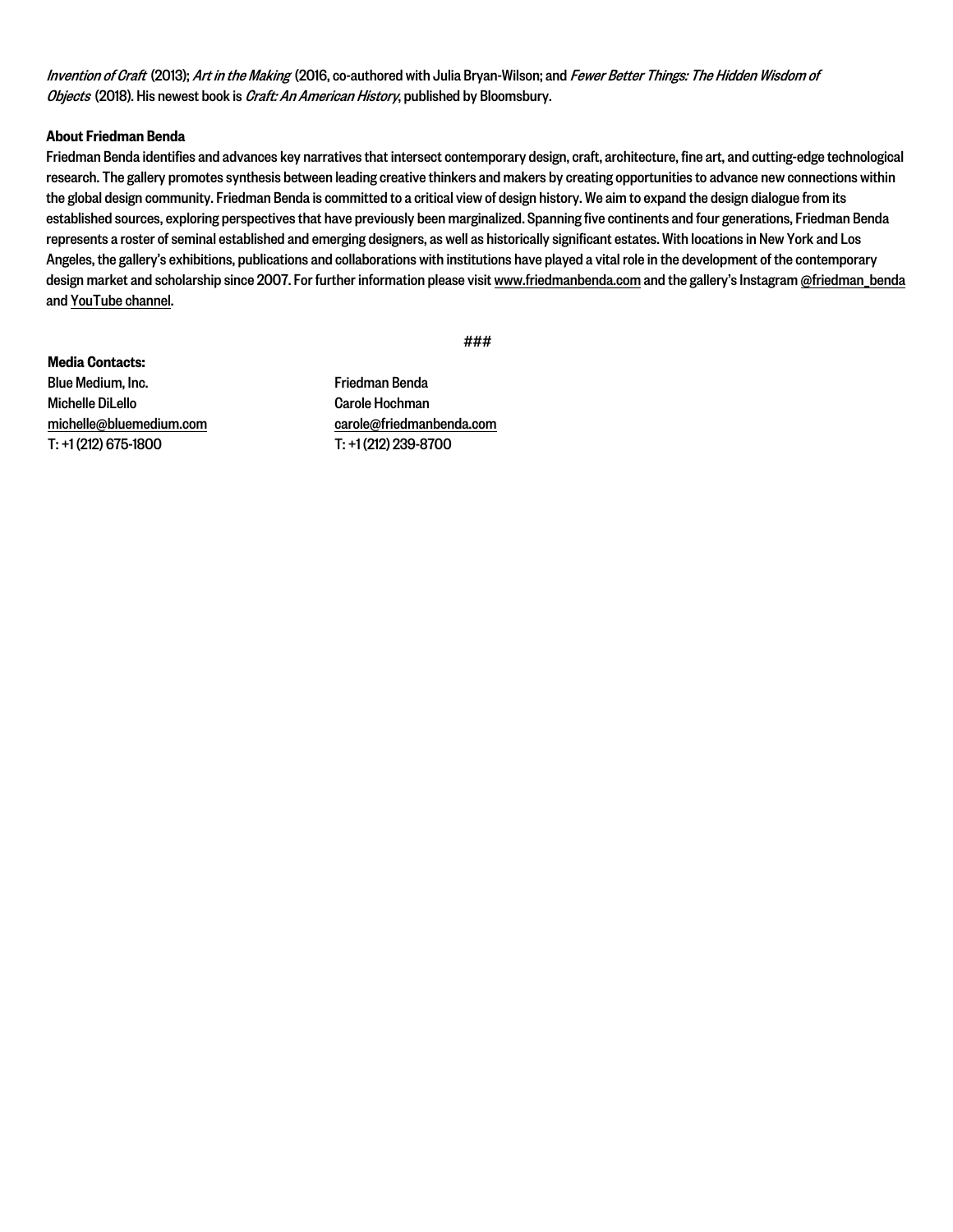*Invention of Craft* (2013); *Art in the Making* (2016, co-authored with Julia Bryan-Wilson; and *Fewer Better Things: The Hidden Wisdom of Objects* (2018). His newest book is *Craft: An American History*, published by Bloomsbury.

**About Friedman Benda**
Friedman Benda identifies and advances key narratives that intersect contemporary design, craft, architecture, fine art, and cutting-edge technological research. The gallery promotes synthesis between leading creative thinkers and makers by creating opportunities to advance new connections within the global design community. Friedman Benda is committed to a critical view of design history. We aim to expand the design dialogue from its established sources, exploring perspectives that have previously been marginalized. Spanning five continents and four generations, Friedman Benda represents a roster of seminal established and emerging designers, as well as historically significant estates. With locations in New York and Los Angeles, the gallery's exhibitions, publications and collaborations with institutions have played a vital role in the development of the contemporary design market and scholarship since 2007. For further information please visit www.friedmanbenda.com and the gallery's Instagram @friedman_benda and YouTube channel.

###

**Media Contacts:**

Blue Medium, Inc.
Michelle DiLello
michelle@bluemedium.com
T: +1 (212) 675-1800

Friedman Benda
Carole Hochman
carole@friedmanbenda.com
T: +1 (212) 239-8700